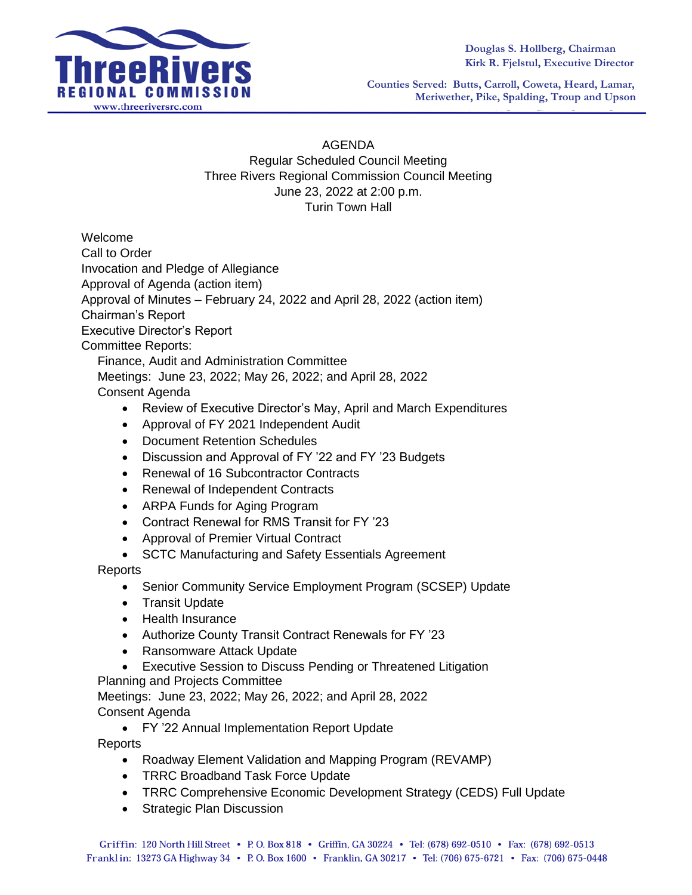**ThreeRivers**
**REGIONAL COMMISSION**
www.threeriversrc.com

**Douglas S. Hollberg, Chairman**
**Kirk R. Fjelstul, Executive Director**

**Counties Served: Butts, Carroll, Coweta, Heard, Lamar, Meriwether, Pike, Spalding, Troup and Upson**

AGENDA
Regular Scheduled Council Meeting
Three Rivers Regional Commission Council Meeting
June 23, 2022 at 2:00 p.m.
Turin Town Hall

Welcome
Call to Order
Invocation and Pledge of Allegiance
Approval of Agenda (action item)
Approval of Minutes – February 24, 2022 and April 28, 2022 (action item)
Chairman's Report
Executive Director's Report
Committee Reports:

Finance, Audit and Administration Committee
Meetings: June 23, 2022; May 26, 2022; and April 28, 2022
Consent Agenda

- Review of Executive Director's May, April and March Expenditures
- Approval of FY 2021 Independent Audit
- Document Retention Schedules
- Discussion and Approval of FY '22 and FY '23 Budgets
- Renewal of 16 Subcontractor Contracts
- Renewal of Independent Contracts
- ARPA Funds for Aging Program
- Contract Renewal for RMS Transit for FY '23
- Approval of Premier Virtual Contract
- SCTC Manufacturing and Safety Essentials Agreement

Reports

- Senior Community Service Employment Program (SCSEP) Update
- Transit Update
- Health Insurance
- Authorize County Transit Contract Renewals for FY '23
- Ransomware Attack Update
- Executive Session to Discuss Pending or Threatened Litigation

Planning and Projects Committee
Meetings: June 23, 2022; May 26, 2022; and April 28, 2022
Consent Agenda

- FY '22 Annual Implementation Report Update

Reports

- Roadway Element Validation and Mapping Program (REVAMP)
- TRRC Broadband Task Force Update
- TRRC Comprehensive Economic Development Strategy (CEDS) Full Update
- Strategic Plan Discussion

Griffin: 120 North Hill Street • P. O. Box 818 • Griffin, GA 30224 • Tel: (678) 692-0510 • Fax: (678) 692-0513
Franklin: 13273 GA Highway 34 • P. O. Box 1600 • Franklin, GA 30217 • Tel: (706) 675-6721 • Fax: (706) 675-0448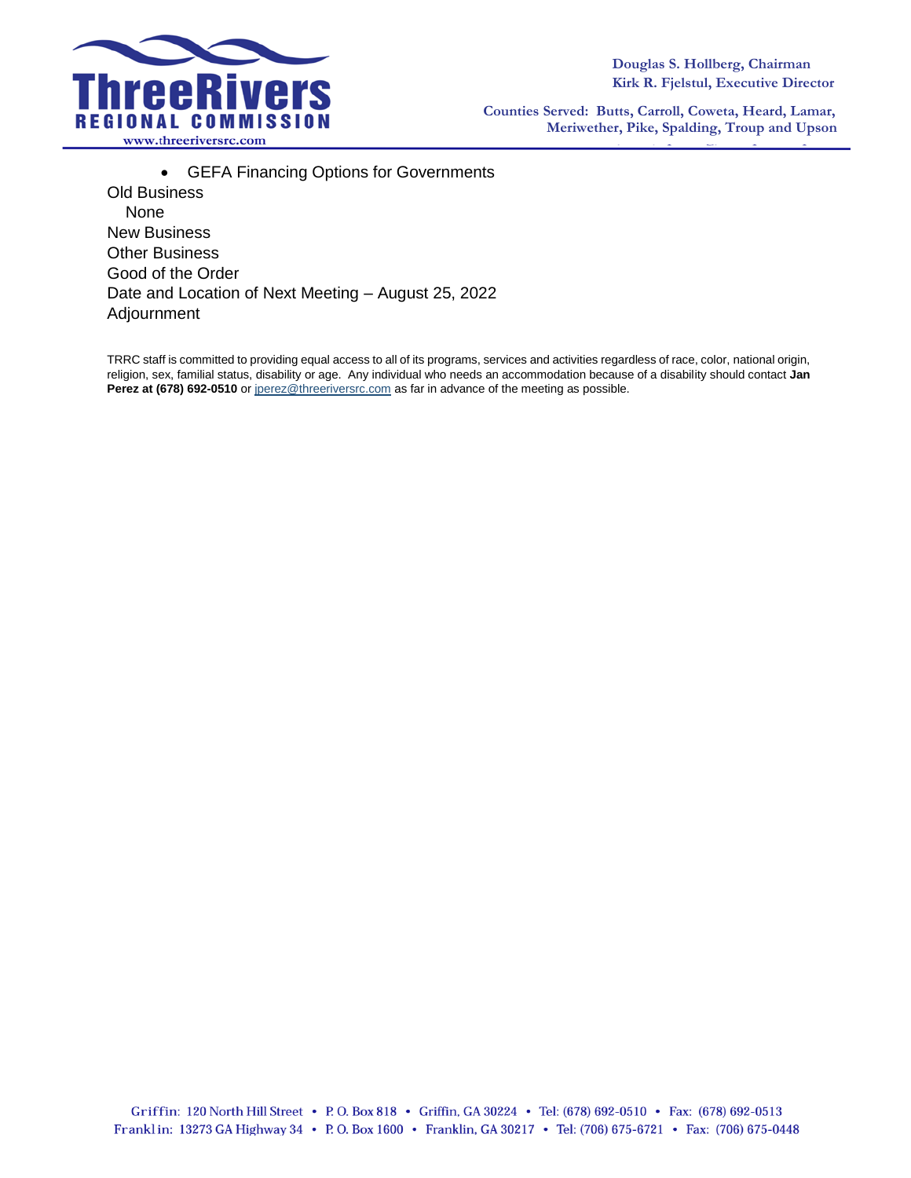- GEFA Financing Options for Governments

Old Business

None

New Business

Other Business

Good of the Order

Date and Location of Next Meeting – August 25, 2022

Adjournment

TRRC staff is committed to providing equal access to all of its programs, services and activities regardless of race, color, national origin, religion, sex, familial status, disability or age. Any individual who needs an accommodation because of a disability should contact **Jan Perez at (678) 692-0510** or jperez@threeriversrc.com as far in advance of the meeting as possible.